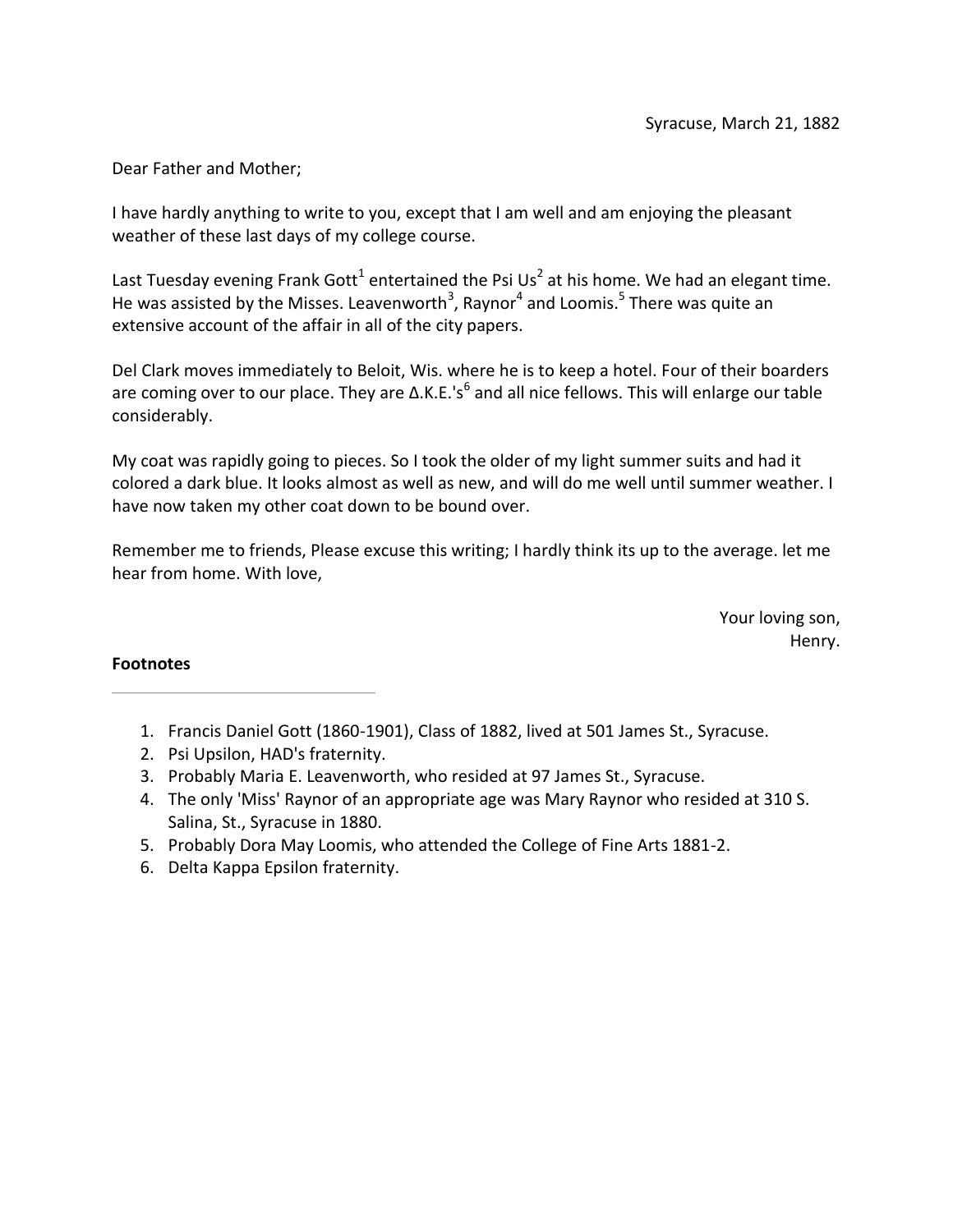Syracuse, March 21, 1882

Dear Father and Mother;

I have hardly anything to write to you, except that I am well and am enjoying the pleasant weather of these last days of my college course.

Last Tuesday evening Frank Gott[1] entertained the Psi Us[2] at his home. We had an elegant time. He was assisted by the Misses. Leavenworth[3], Raynor[4] and Loomis.[5] There was quite an extensive account of the affair in all of the city papers.

Del Clark moves immediately to Beloit, Wis. where he is to keep a hotel. Four of their boarders are coming over to our place. They are Δ.K.E.'s[6] and all nice fellows. This will enlarge our table considerably.

My coat was rapidly going to pieces. So I took the older of my light summer suits and had it colored a dark blue. It looks almost as well as new, and will do me well until summer weather. I have now taken my other coat down to be bound over.

Remember me to friends, Please excuse this writing; I hardly think its up to the average. let me hear from home. With love,

Your loving son,
Henry.

**Footnotes**

---

1. Francis Daniel Gott (1860-1901), Class of 1882, lived at 501 James St., Syracuse.
2. Psi Upsilon, HAD's fraternity.
3. Probably Maria E. Leavenworth, who resided at 97 James St., Syracuse.
4. The only 'Miss' Raynor of an appropriate age was Mary Raynor who resided at 310 S. Salina, St., Syracuse in 1880.
5. Probably Dora May Loomis, who attended the College of Fine Arts 1881-2.
6. Delta Kappa Epsilon fraternity.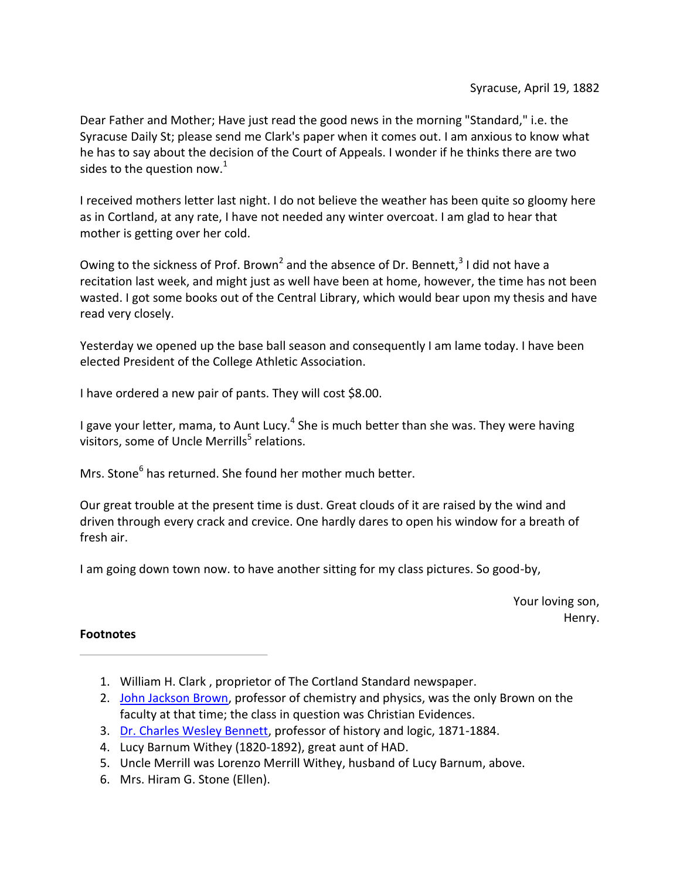Syracuse, April 19, 1882

Dear Father and Mother; Have just read the good news in the morning "Standard," i.e. the Syracuse Daily St; please send me Clark's paper when it comes out. I am anxious to know what he has to say about the decision of the Court of Appeals. I wonder if he thinks there are two sides to the question now.[1]

I received mothers letter last night. I do not believe the weather has been quite so gloomy here as in Cortland, at any rate, I have not needed any winter overcoat. I am glad to hear that mother is getting over her cold.

Owing to the sickness of Prof. Brown[2] and the absence of Dr. Bennett,[3] I did not have a recitation last week, and might just as well have been at home, however, the time has not been wasted. I got some books out of the Central Library, which would bear upon my thesis and have read very closely.

Yesterday we opened up the base ball season and consequently I am lame today. I have been elected President of the College Athletic Association.

I have ordered a new pair of pants. They will cost $8.00.

I gave your letter, mama, to Aunt Lucy.[4] She is much better than she was. They were having visitors, some of Uncle Merrills[5] relations.

Mrs. Stone[6] has returned. She found her mother much better.

Our great trouble at the present time is dust. Great clouds of it are raised by the wind and driven through every crack and crevice. One hardly dares to open his window for a breath of fresh air.

I am going down town now. to have another sitting for my class pictures. So good-by,

Your loving son,
Henry.

**Footnotes**

1. William H. Clark , proprietor of The Cortland Standard newspaper.
2. John Jackson Brown, professor of chemistry and physics, was the only Brown on the faculty at that time; the class in question was Christian Evidences.
3. Dr. Charles Wesley Bennett, professor of history and logic, 1871-1884.
4. Lucy Barnum Withey (1820-1892), great aunt of HAD.
5. Uncle Merrill was Lorenzo Merrill Withey, husband of Lucy Barnum, above.
6. Mrs. Hiram G. Stone (Ellen).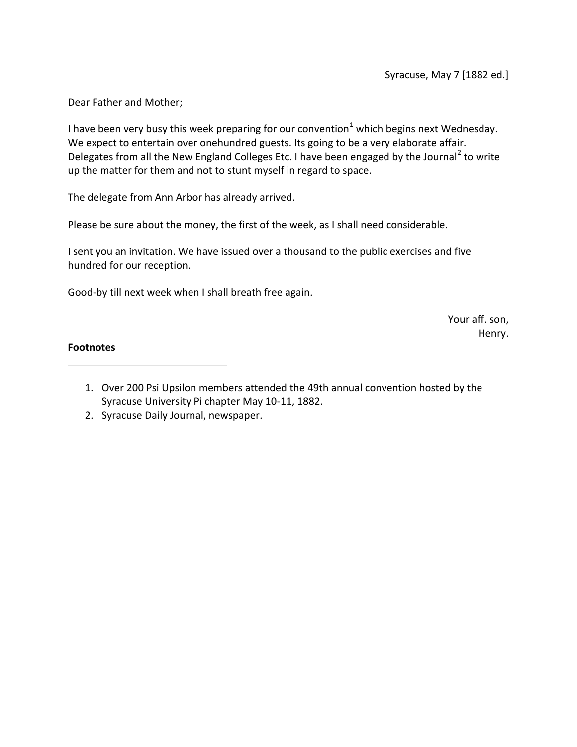Syracuse, May 7 [1882 ed.]

Dear Father and Mother;

I have been very busy this week preparing for our convention[1] which begins next Wednesday. We expect to entertain over onehundred guests. Its going to be a very elaborate affair. Delegates from all the New England Colleges Etc. I have been engaged by the Journal[2] to write up the matter for them and not to stunt myself in regard to space.

The delegate from Ann Arbor has already arrived.

Please be sure about the money, the first of the week, as I shall need considerable.

I sent you an invitation. We have issued over a thousand to the public exercises and five hundred for our reception.

Good-by till next week when I shall breath free again.

Your aff. son,  
Henry.

**Footnotes**

1. Over 200 Psi Upsilon members attended the 49th annual convention hosted by the Syracuse University Pi chapter May 10-11, 1882.
2. Syracuse Daily Journal, newspaper.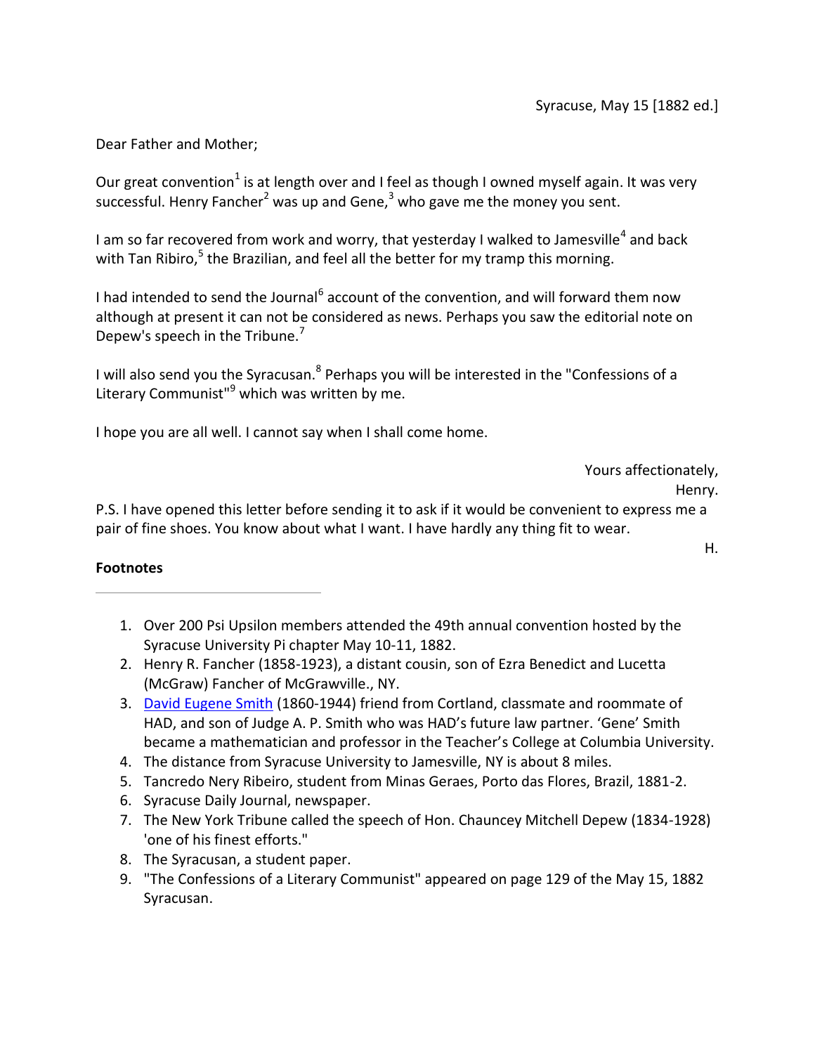Syracuse, May 15 [1882 ed.]

Dear Father and Mother;

Our great convention[1] is at length over and I feel as though I owned myself again. It was very successful. Henry Fancher[2] was up and Gene,[3] who gave me the money you sent.

I am so far recovered from work and worry, that yesterday I walked to Jamesville[4] and back with Tan Ribiro,[5] the Brazilian, and feel all the better for my tramp this morning.

I had intended to send the Journal[6] account of the convention, and will forward them now although at present it can not be considered as news. Perhaps you saw the editorial note on Depew's speech in the Tribune.[7]

I will also send you the Syracusan.[8] Perhaps you will be interested in the "Confessions of a Literary Communist"[9] which was written by me.

I hope you are all well. I cannot say when I shall come home.

Yours affectionately,

Henry.

P.S. I have opened this letter before sending it to ask if it would be convenient to express me a pair of fine shoes. You know about what I want. I have hardly any thing fit to wear.

H.

**Footnotes**

---

1. Over 200 Psi Upsilon members attended the 49th annual convention hosted by the Syracuse University Pi chapter May 10-11, 1882.
2. Henry R. Fancher (1858-1923), a distant cousin, son of Ezra Benedict and Lucetta (McGraw) Fancher of McGrawville., NY.
3. David Eugene Smith (1860-1944) friend from Cortland, classmate and roommate of HAD, and son of Judge A. P. Smith who was HAD's future law partner. 'Gene' Smith became a mathematician and professor in the Teacher's College at Columbia University.
4. The distance from Syracuse University to Jamesville, NY is about 8 miles.
5. Tancredo Nery Ribeiro, student from Minas Geraes, Porto das Flores, Brazil, 1881-2.
6. Syracuse Daily Journal, newspaper.
7. The New York Tribune called the speech of Hon. Chauncey Mitchell Depew (1834-1928) 'one of his finest efforts."
8. The Syracusan, a student paper.
9. "The Confessions of a Literary Communist" appeared on page 129 of the May 15, 1882 Syracusan.